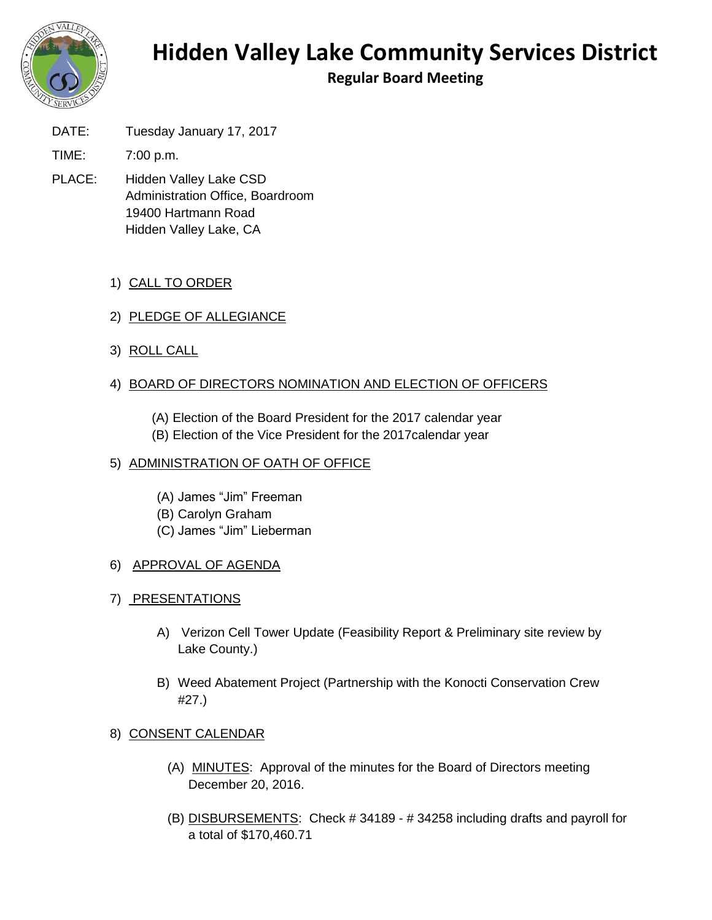# Hidden Valley Lake Community Services District

## Regular Board Meeting

DATE: Tuesday January 17, 2017

TIME: 7:00 p.m.

PLACE: Hidden Valley Lake CSD
Administration Office, Boardroom
19400 Hartmann Road
Hidden Valley Lake, CA

1) <u>CALL TO ORDER</u>

2) <u>PLEDGE OF ALLEGIANCE</u>

3) <u>ROLL CALL</u>

4) <u>BOARD OF DIRECTORS NOMINATION AND ELECTION OF OFFICERS</u>

   (A) Election of the Board President for the 2017 calendar year
   (B) Election of the Vice President for the 2017calendar year

5) <u>ADMINISTRATION OF OATH OF OFFICE</u>

   (A) James "Jim" Freeman
   (B) Carolyn Graham
   (C) James "Jim" Lieberman

6) <u>APPROVAL OF AGENDA</u>

7) <u>PRESENTATIONS</u>

   A) Verizon Cell Tower Update (Feasibility Report & Preliminary site review by Lake County.)

   B) Weed Abatement Project (Partnership with the Konocti Conservation Crew #27.)

8) <u>CONSENT CALENDAR</u>

   (A) <u>MINUTES</u>: Approval of the minutes for the Board of Directors meeting December 20, 2016.

   (B) <u>DISBURSEMENTS</u>: Check # 34189 - # 34258 including drafts and payroll for a total of $170,460.71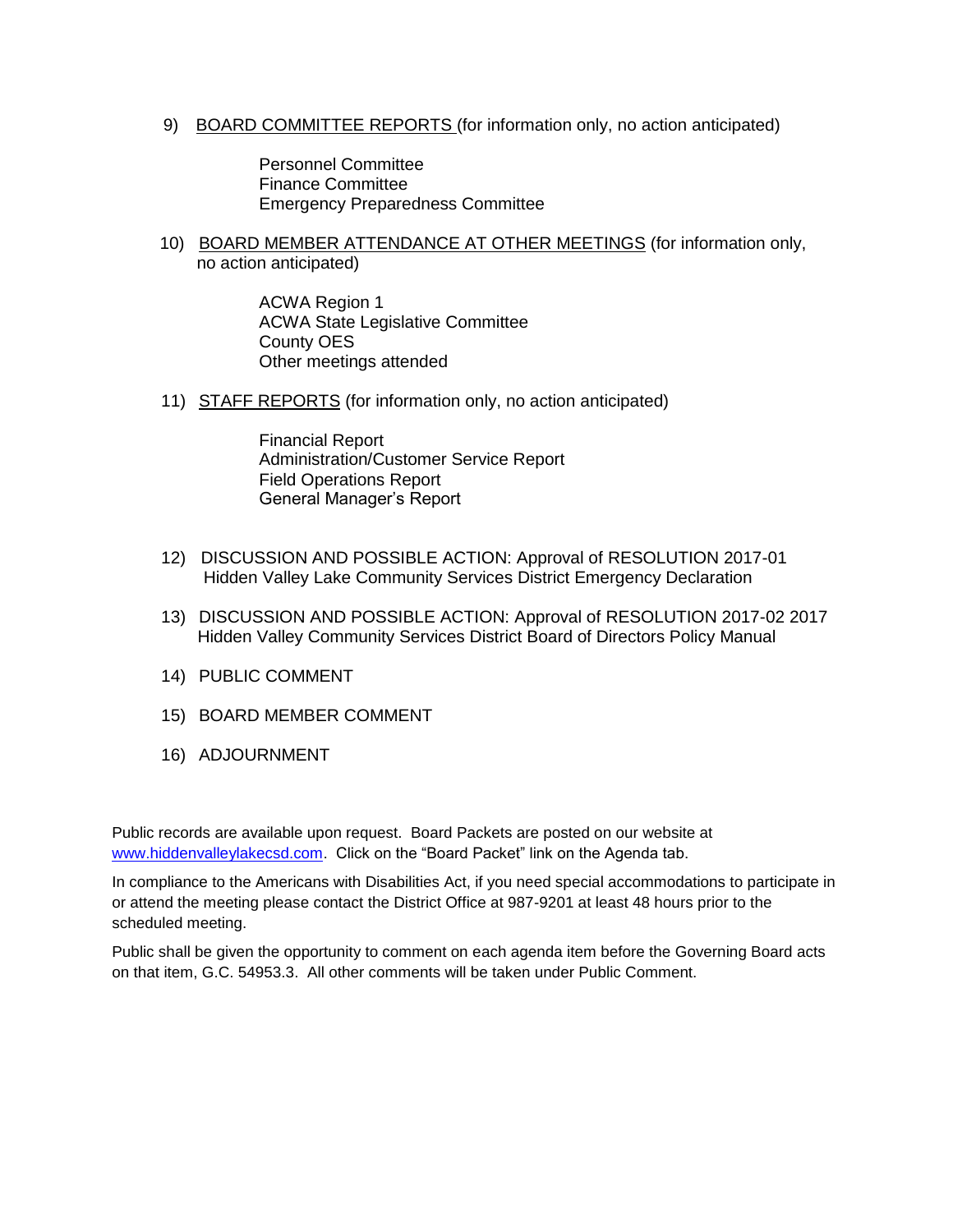9) <u>BOARD COMMITTEE REPORTS</u> (for information only, no action anticipated)

    Personnel Committee
    Finance Committee
    Emergency Preparedness Committee

10) <u>BOARD MEMBER ATTENDANCE AT OTHER MEETINGS</u> (for information only, no action anticipated)

    ACWA Region 1
    ACWA State Legislative Committee
    County OES
    Other meetings attended

11) <u>STAFF REPORTS</u> (for information only, no action anticipated)

    Financial Report
    Administration/Customer Service Report
    Field Operations Report
    General Manager's Report

12) DISCUSSION AND POSSIBLE ACTION: Approval of RESOLUTION 2017-01 Hidden Valley Lake Community Services District Emergency Declaration

13) DISCUSSION AND POSSIBLE ACTION: Approval of RESOLUTION 2017-02 2017 Hidden Valley Community Services District Board of Directors Policy Manual

14) PUBLIC COMMENT

15) BOARD MEMBER COMMENT

16) ADJOURNMENT

Public records are available upon request. Board Packets are posted on our website at www.hiddenvalleylakecsd.com. Click on the "Board Packet" link on the Agenda tab.

In compliance to the Americans with Disabilities Act, if you need special accommodations to participate in or attend the meeting please contact the District Office at 987-9201 at least 48 hours prior to the scheduled meeting.

Public shall be given the opportunity to comment on each agenda item before the Governing Board acts on that item, G.C. 54953.3. All other comments will be taken under Public Comment.